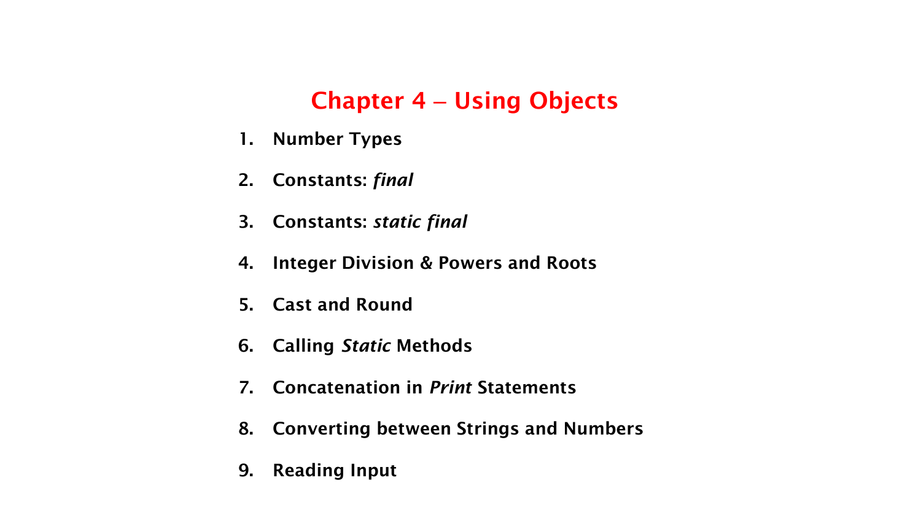# Chapter 4 – Using Objects

1. **Number Types**
2. **Constants: *final***
3. **Constants: *static final***
4. **Integer Division & Powers and Roots**
5. **Cast and Round**
6. **Calling *Static* Methods**
7. **Concatenation in *Print* Statements**
8. **Converting between Strings and Numbers**
9. **Reading Input**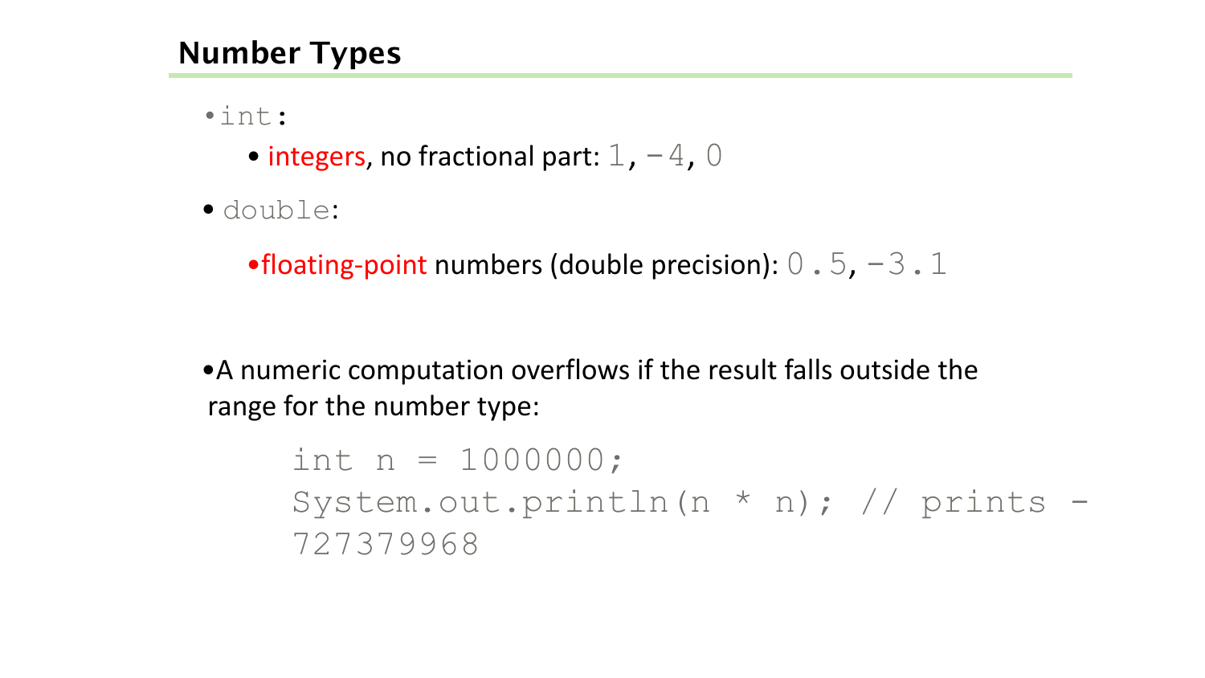## Number Types

- `int`:
  - integers, no fractional part: `1`, `-4`, `0`
- `double`:
  - floating-point numbers (double precision): `0.5`, `-3.1`

- A numeric computation overflows if the result falls outside the range for the number type:

```
int n = 1000000;
System.out.println(n * n); // prints -
727379968
```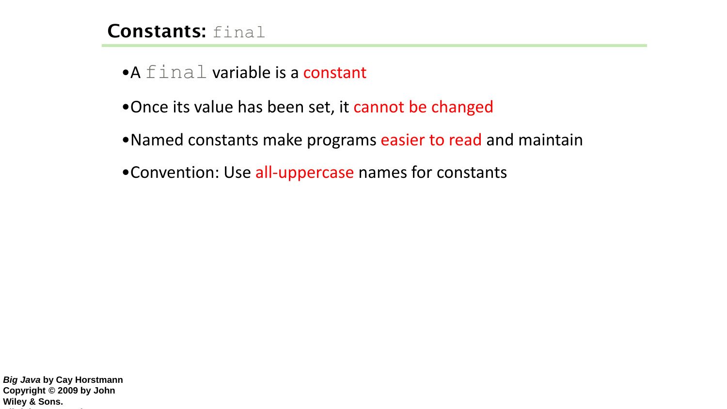## Constants: `final`

- A `final` variable is a constant
- Once its value has been set, it cannot be changed
- Named constants make programs easier to read and maintain
- Convention: Use all-uppercase names for constants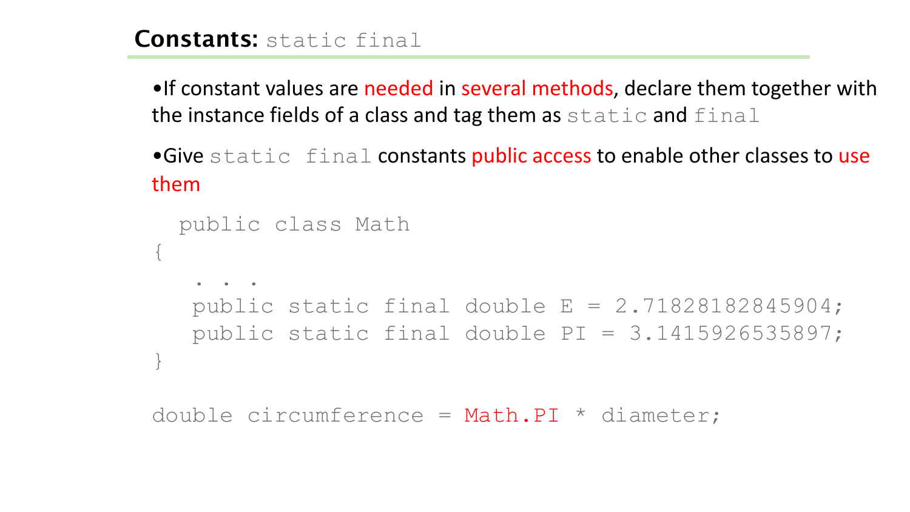## Constants: `static final`

- If constant values are needed in several methods, declare them together with the instance fields of a class and tag them as `static` and `final`
- Give `static final` constants public access to enable other classes to use them

```
  public class Math
{
   . . .
   public static final double E = 2.71828182845904;
   public static final double PI = 3.1415926535897;
}

double circumference = Math.PI * diameter;
```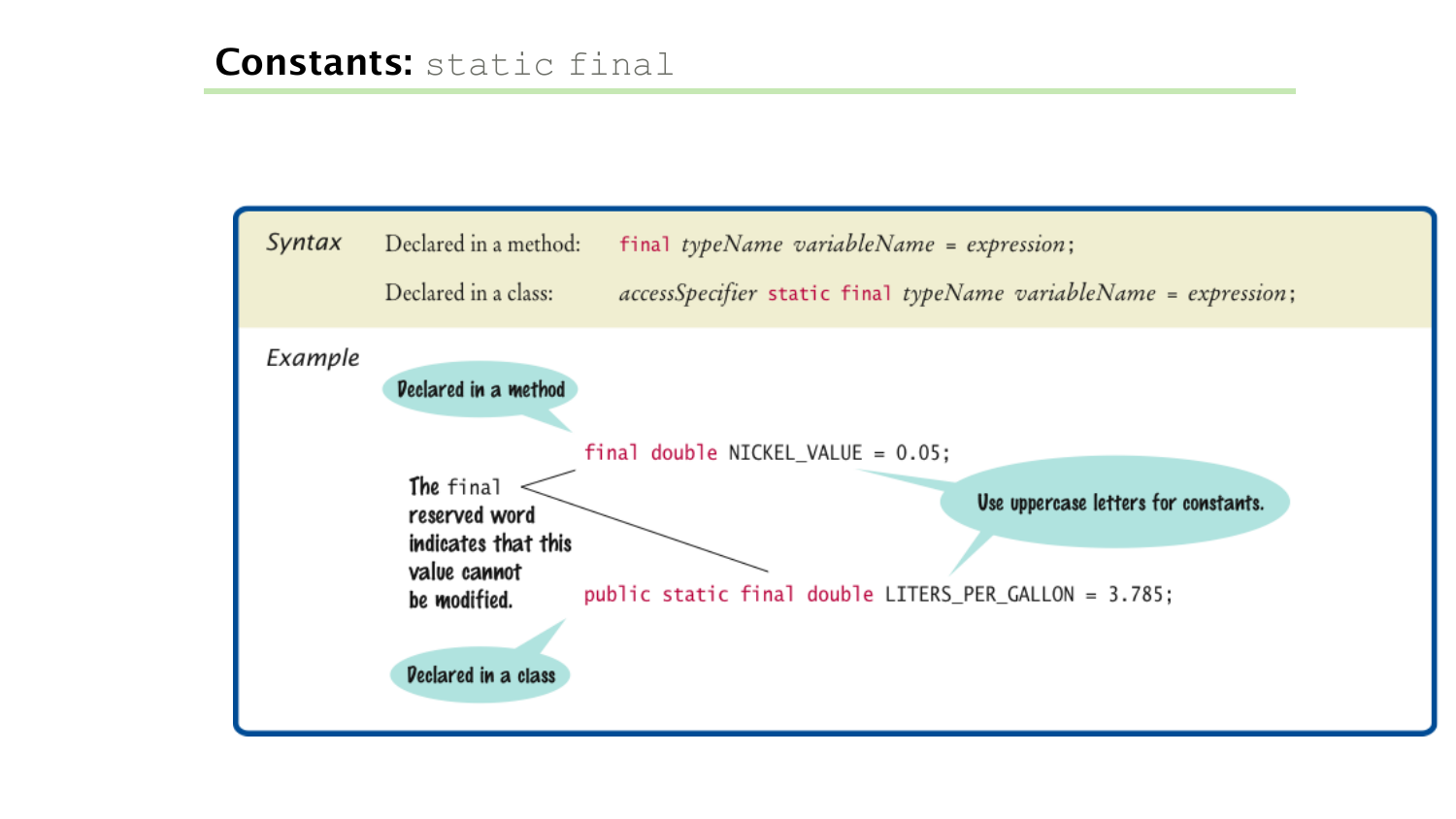## Constants: `static final`

**Syntax**

Declared in a method: `final` *typeName variableName* = *expression*;

Declared in a class: *accessSpecifier* `static final` *typeName variableName* = *expression*;

**Example**

Declared in a method

```
final double NICKEL_VALUE = 0.05;
```

Use uppercase letters for constants.

The `final` reserved word indicates that this value cannot be modified.

```
public static final double LITERS_PER_GALLON = 3.785;
```

Declared in a class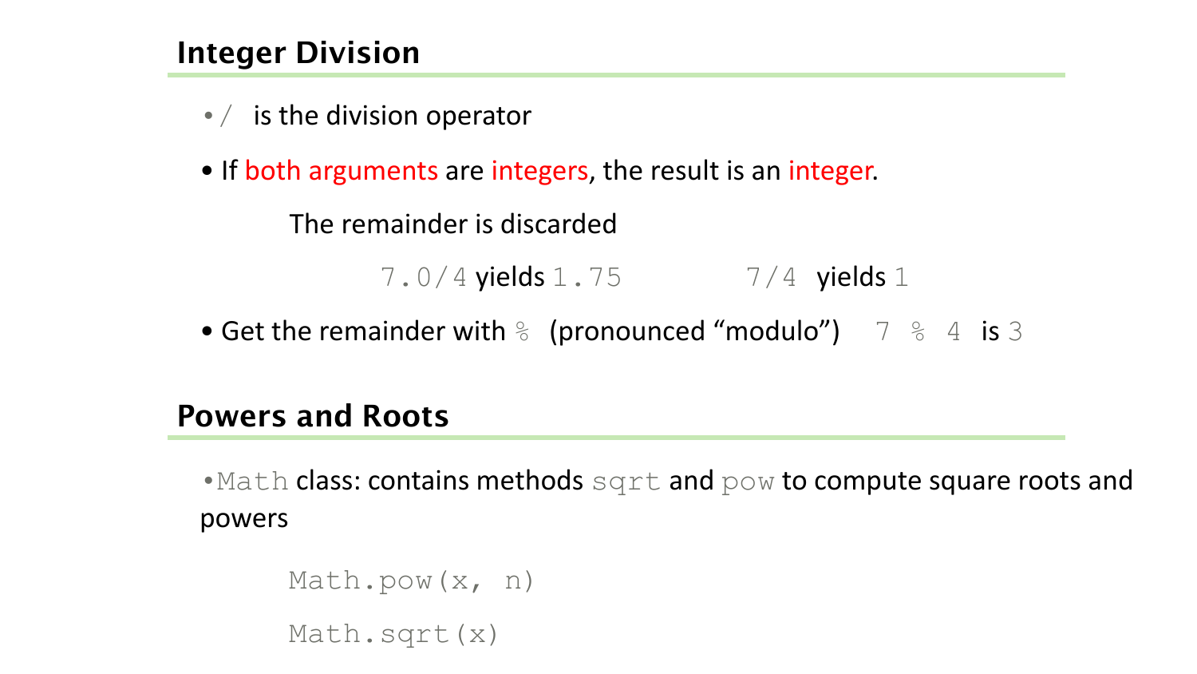## Integer Division

- `/` is the division operator
- If both arguments are integers, the result is an integer.

  The remainder is discarded

  `7.0/4` yields `1.75`   `7/4` yields `1`

- Get the remainder with `%` (pronounced "modulo") `7 % 4` is `3`

## Powers and Roots

- `Math` class: contains methods `sqrt` and `pow` to compute square roots and powers

```
Math.pow(x, n)
Math.sqrt(x)
```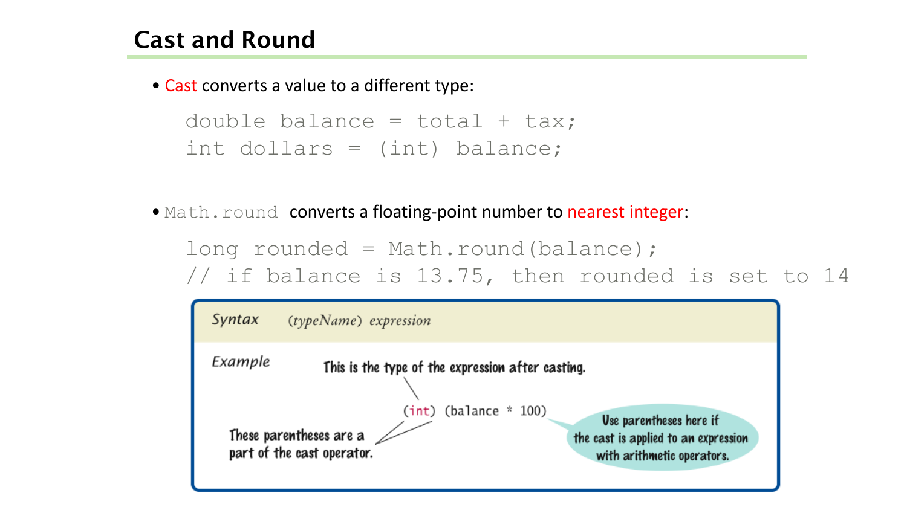## Cast and Round

- Cast converts a value to a different type:

```
double balance = total + tax;
int dollars = (int) balance;
```

- `Math.round` converts a floating-point number to nearest integer:

```
long rounded = Math.round(balance);
// if balance is 13.75, then rounded is set to 14
```

*Syntax* (*typeName*) *expression*

*Example*

```
(int) (balance * 100)
```

This is the type of the expression after casting.

These parentheses are a part of the cast operator.

Use parentheses here if the cast is applied to an expression with arithmetic operators.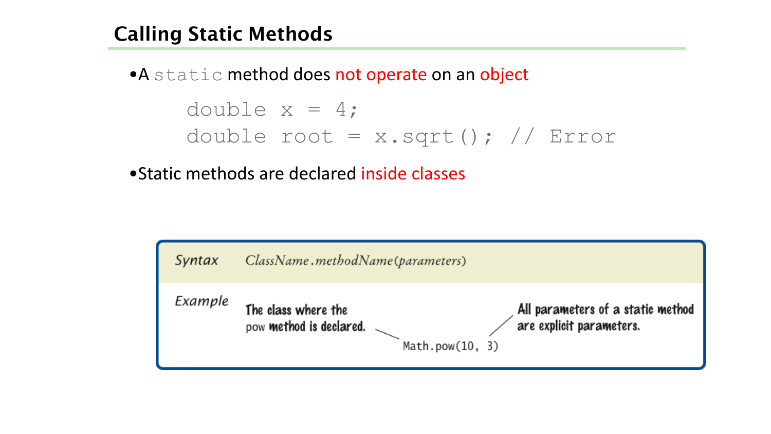## Calling Static Methods

- A `static` method does not operate on an object

```
double x = 4;
double root = x.sqrt(); // Error
```

- Static methods are declared inside classes

| | |
|---|---|
| *Syntax* | *ClassName.methodName(parameters)* |
| *Example* | `Math.pow(10, 3)` — The class where the pow method is declared. All parameters of a static method are explicit parameters. |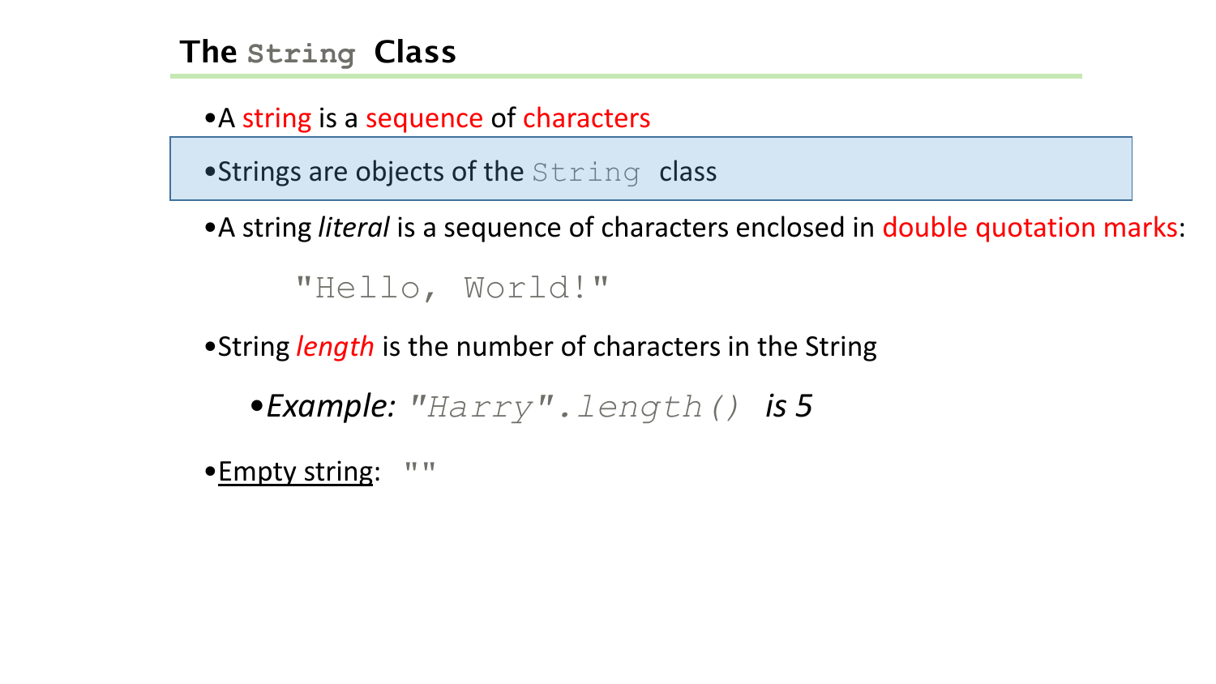## The `String` Class

- A string is a sequence of characters
- Strings are objects of the `String` class
- A string *literal* is a sequence of characters enclosed in double quotation marks:

```
"Hello, World!"
```

- String *length* is the number of characters in the String
  - *Example:* `"Harry".length()` *is 5*
- Empty string: `""`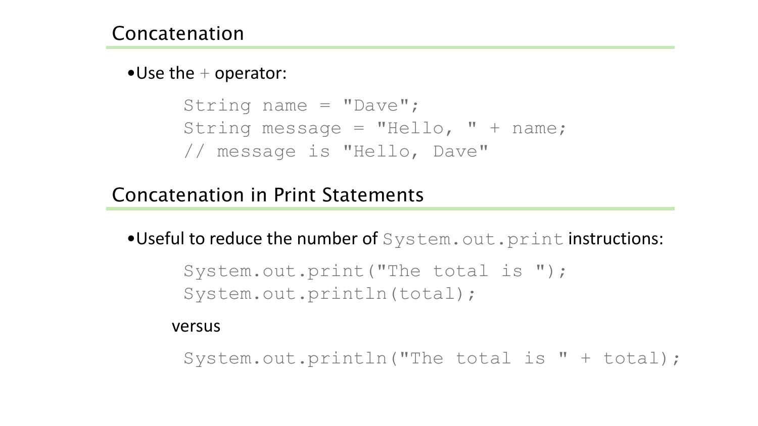## Concatenation

- Use the + operator:

```
String name = "Dave";
String message = "Hello, " + name;
// message is "Hello, Dave"
```

## Concatenation in Print Statements

- Useful to reduce the number of `System.out.print` instructions:

```
System.out.print("The total is ");
System.out.println(total);
```

versus

```
System.out.println("The total is " + total);
```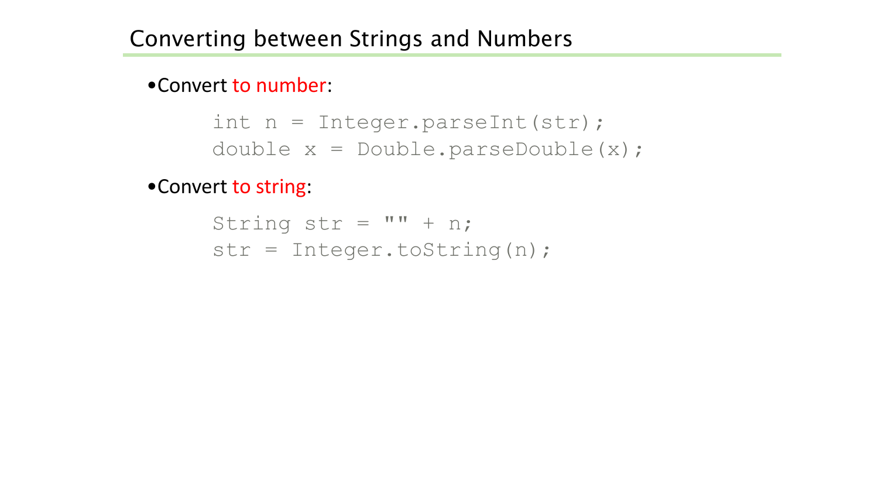# Converting between Strings and Numbers

- Convert to number:

```
int n = Integer.parseInt(str);
double x = Double.parseDouble(x);
```

- Convert to string:

```
String str = "" + n;
str = Integer.toString(n);
```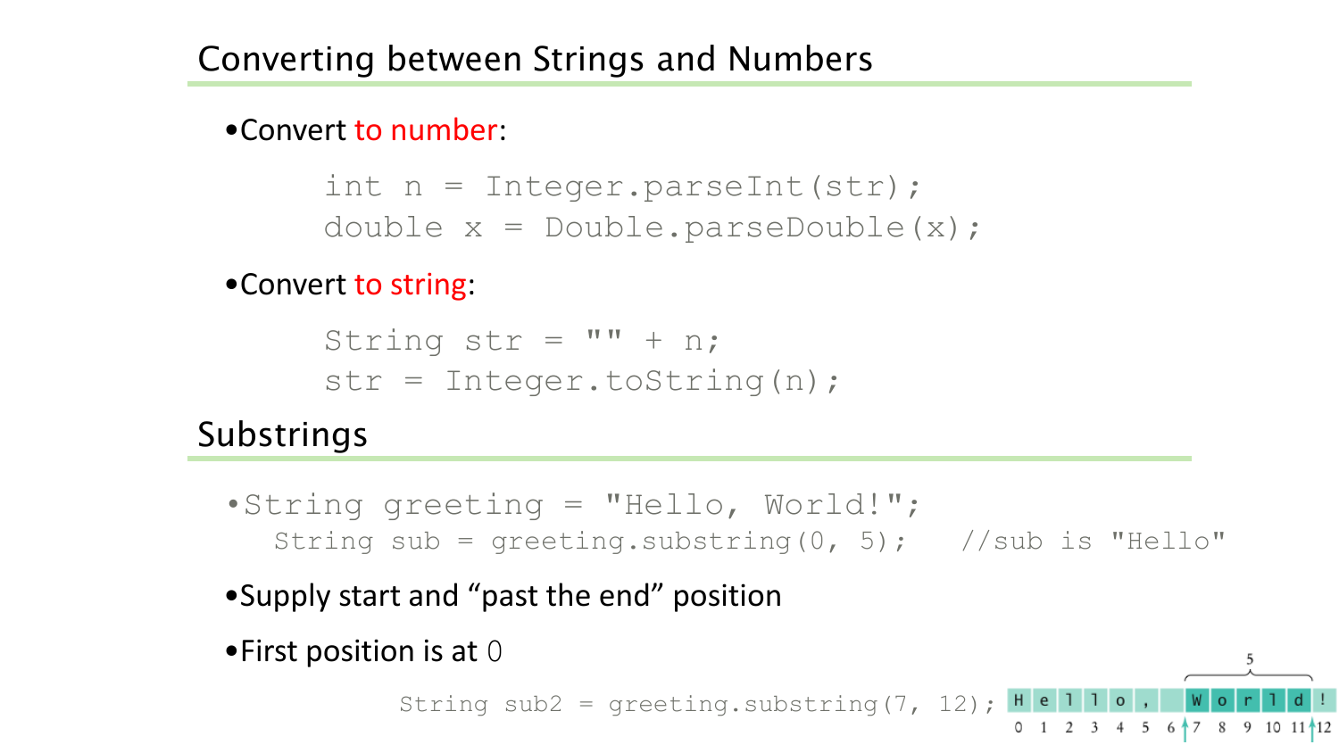## Converting between Strings and Numbers

- Convert to number:

```
int n = Integer.parseInt(str);
double x = Double.parseDouble(x);
```

- Convert to string:

```
String str = "" + n;
str = Integer.toString(n);
```

## Substrings

- `String greeting = "Hello, World!";`

```
String sub = greeting.substring(0, 5);   //sub is "Hello"
```

- Supply start and "past the end" position
- First position is at 0

```
String sub2 = greeting.substring(7, 12);
```

| H | e | l | l | o | , |  | W | o | r | l | d | ! |
|---|---|---|---|---|---|---|---|---|---|---|---|---|
| 0 | 1 | 2 | 3 | 4 | 5 | 6 | 7 | 8 | 9 | 10 | 11 | 12 |

5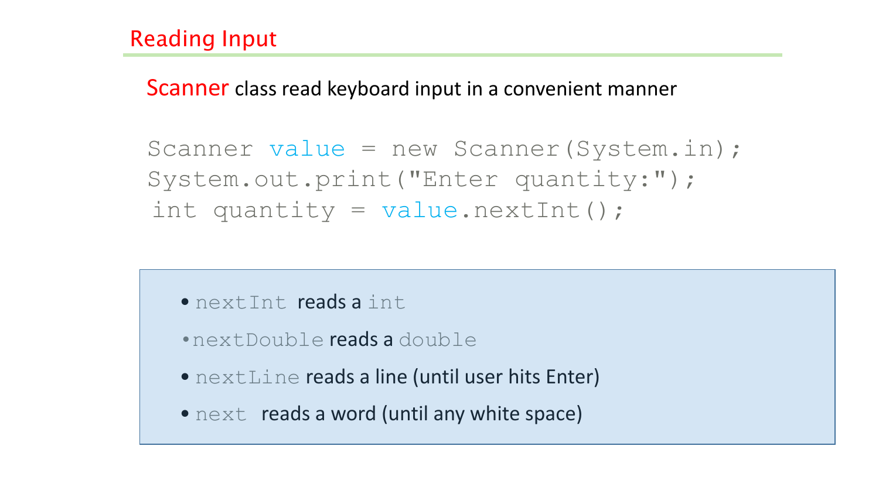# Reading Input

Scanner class read keyboard input in a convenient manner

```
Scanner value = new Scanner(System.in);
System.out.print("Enter quantity:");
int quantity = value.nextInt();
```

- `nextInt` reads a `int`
- `nextDouble` reads a `double`
- `nextLine` reads a line (until user hits Enter)
- `next` reads a word (until any white space)